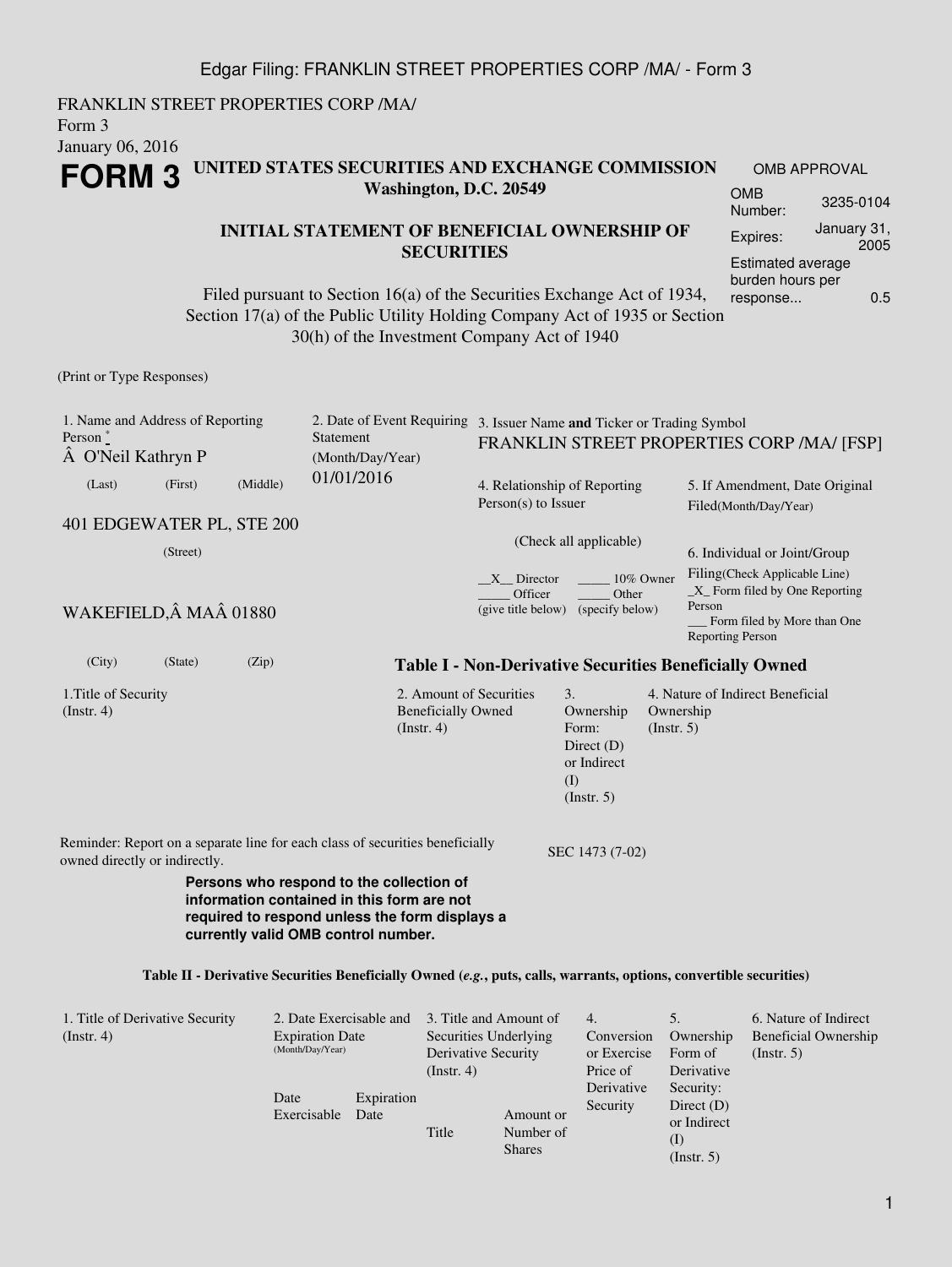Edgar Filing: FRANKLIN STREET PROPERTIES CORP /MA/ - Form 3

FRANKLIN STREET PROPERTIES CORP /MA/
Form 3
January 06, 2016

# FORM 3

**UNITED STATES SECURITIES AND EXCHANGE COMMISSION**
**Washington, D.C. 20549**

**INITIAL STATEMENT OF BENEFICIAL OWNERSHIP OF SECURITIES**

Filed pursuant to Section 16(a) of the Securities Exchange Act of 1934, Section 17(a) of the Public Utility Holding Company Act of 1935 or Section 30(h) of the Investment Company Act of 1940

| OMB APPROVAL | |
|---|---|
| OMB Number: | 3235-0104 |
| Expires: | January 31, 2005 |
| Estimated average burden hours per response... | 0.5 |

(Print or Type Responses)

1. Name and Address of Reporting Person *
Â O'Neil Kathryn P
(Last) (First) (Middle)
401 EDGEWATER PL, STE 200
(Street)
WAKEFIELD,Â MAÂ 01880
(City) (State) (Zip)

2. Date of Event Requiring Statement (Month/Day/Year)
01/01/2016

3. Issuer Name **and** Ticker or Trading Symbol
FRANKLIN STREET PROPERTIES CORP /MA/ [FSP]

4. Relationship of Reporting Person(s) to Issuer
(Check all applicable)
\_\_X\_\_ Director \_\_\_\_\_ 10% Owner
\_\_\_\_\_ Officer (give title below) \_\_\_\_\_ Other (specify below)

5. If Amendment, Date Original Filed(Month/Day/Year)

6. Individual or Joint/Group Filing(Check Applicable Line)
\_X\_ Form filed by One Reporting Person
\_\_\_ Form filed by More than One Reporting Person

**Table I - Non-Derivative Securities Beneficially Owned**

| 1.Title of Security (Instr. 4) | 2. Amount of Securities Beneficially Owned (Instr. 4) | 3. Ownership Form: Direct (D) or Indirect (I) (Instr. 5) | 4. Nature of Indirect Beneficial Ownership (Instr. 5) |
|---|---|---|---|

Reminder: Report on a separate line for each class of securities beneficially owned directly or indirectly.

SEC 1473 (7-02)

**Persons who respond to the collection of information contained in this form are not required to respond unless the form displays a currently valid OMB control number.**

**Table II - Derivative Securities Beneficially Owned (*e.g.*, puts, calls, warrants, options, convertible securities)**

| 1. Title of Derivative Security (Instr. 4) | 2. Date Exercisable and Expiration Date (Month/Day/Year) | | 3. Title and Amount of Securities Underlying Derivative Security (Instr. 4) | | 4. Conversion or Exercise Price of Derivative Security | 5. Ownership Form of Derivative Security: Direct (D) or Indirect (I) (Instr. 5) | 6. Nature of Indirect Beneficial Ownership (Instr. 5) |
|---|---|---|---|---|---|---|---|
| | Date Exercisable | Expiration Date | Title | Amount or Number of Shares | | | |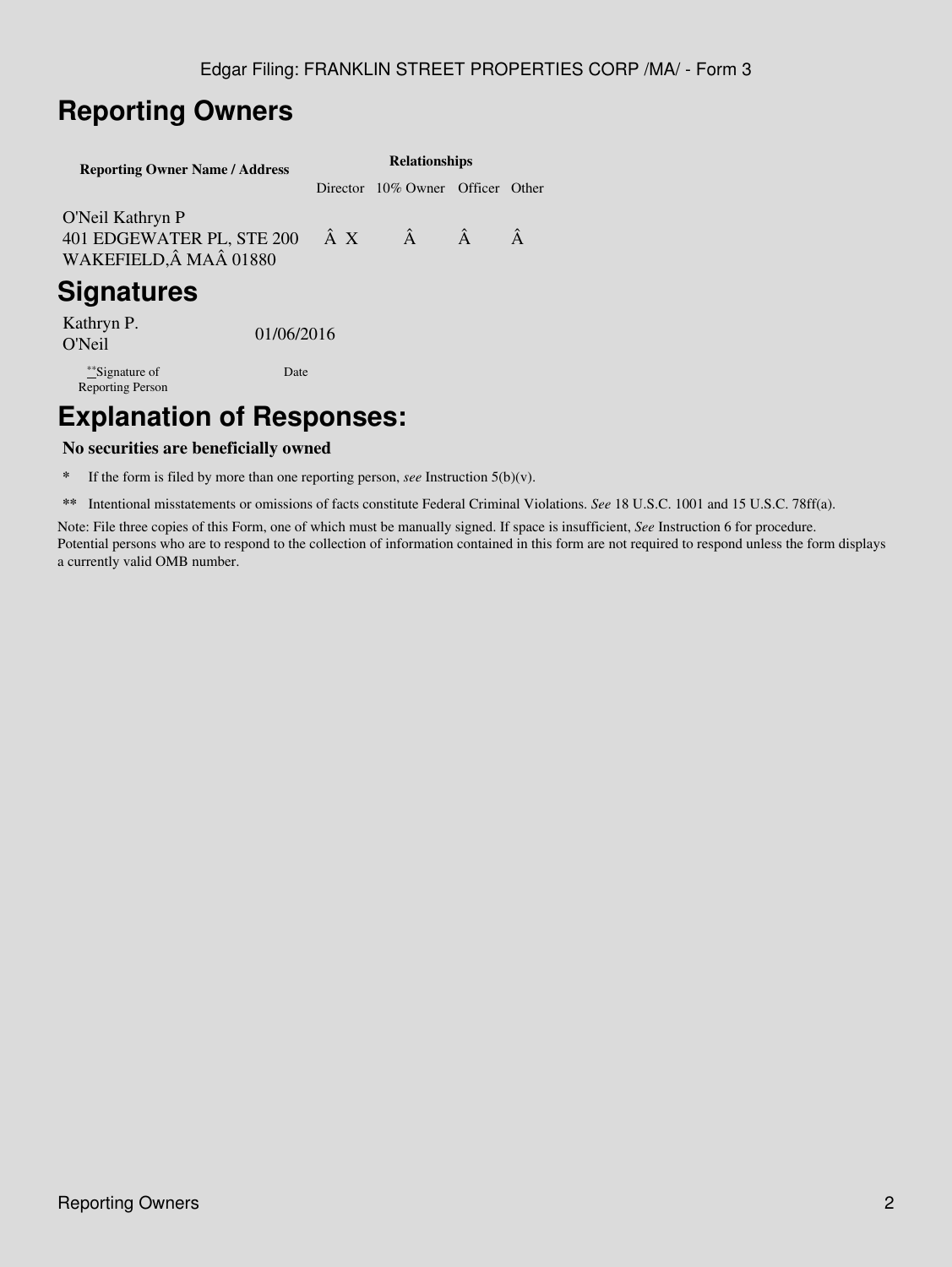# Reporting Owners

| Reporting Owner Name / Address | Relationships | | | |
|---|---|---|---|---|
| | Director | 10% Owner | Officer | Other |
| O'Neil Kathryn P<br>401 EDGEWATER PL, STE 200<br>WAKEFIELD, MA 01880 | X | | | |

# Signatures

| | |
|---|---|
| Kathryn P. O'Neil | 01/06/2016 |
| **Signature of Reporting Person | Date |

# Explanation of Responses:

**No securities are beneficially owned**

* If the form is filed by more than one reporting person, *see* Instruction 5(b)(v).

** Intentional misstatements or omissions of facts constitute Federal Criminal Violations. *See* 18 U.S.C. 1001 and 15 U.S.C. 78ff(a).

Note: File three copies of this Form, one of which must be manually signed. If space is insufficient, *See* Instruction 6 for procedure.
Potential persons who are to respond to the collection of information contained in this form are not required to respond unless the form displays a currently valid OMB number.